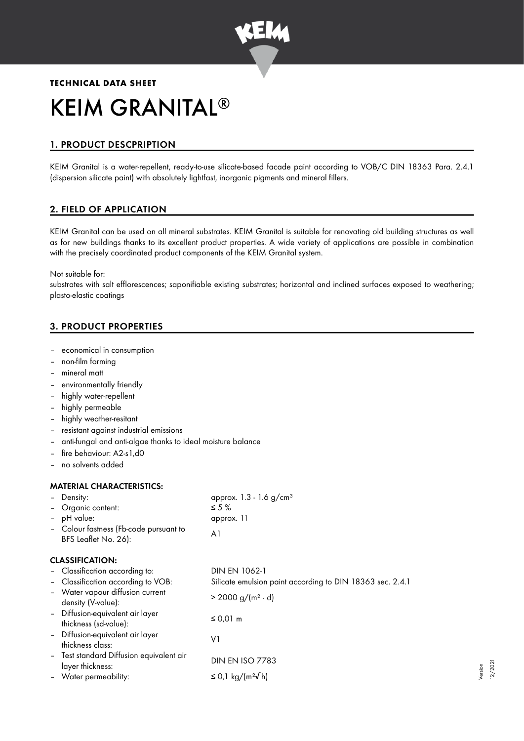**TECHNICAL DATA SHEET**

# KEIM GRANITAL®

## 1. PRODUCT DESCPRIPTION

KEIM Granital is a water-repellent, ready-to-use silicate-based facade paint according to VOB/C DIN 18363 Para. 2.4.1 (dispersion silicate paint) with absolutely lightfast, inorganic pigments and mineral fillers.

## 2. FIELD OF APPLICATION

KEIM Granital can be used on all mineral substrates. KEIM Granital is suitable for renovating old building structures as well as for new buildings thanks to its excellent product properties. A wide variety of applications are possible in combination with the precisely coordinated product components of the KEIM Granital system.

Not suitable for:
substrates with salt efflorescences; saponifiable existing substrates; horizontal and inclined surfaces exposed to weathering; plasto-elastic coatings

## 3. PRODUCT PROPERTIES

- economical in consumption
- non-film forming
- mineral matt
- environmentally friendly
- highly water-repellent
- highly permeable
- highly weather-resitant
- resistant against industrial emissions
- anti-fungal and anti-algae thanks to ideal moisture balance
- fire behaviour: A2-s1,d0
- no solvents added

### MATERIAL CHARACTERISTICS:

| | |
|---|---|
| – Density: | approx. 1.3 - 1.6 g/cm³ |
| – Organic content: | ≤ 5 % |
| – pH value: | approx. 11 |
| – Colour fastness (Fb-code pursuant to BFS Leaflet No. 26): | A1 |

### CLASSIFICATION:

| | |
|---|---|
| – Classification according to: | DIN EN 1062-1 |
| – Classification according to VOB: | Silicate emulsion paint according to DIN 18363 sec. 2.4.1 |
| – Water vapour diffusion current density (V-value): | > 2000 g/(m² · d) |
| – Diffusion-equivalent air layer thickness (sd-value): | ≤ 0,01 m |
| – Diffusion-equivalent air layer thickness class: | V1 |
| – Test standard Diffusion equivalent air layer thickness: | DIN EN ISO 7783 |
| – Water permeability: | ≤ 0,1 kg/(m²√h) |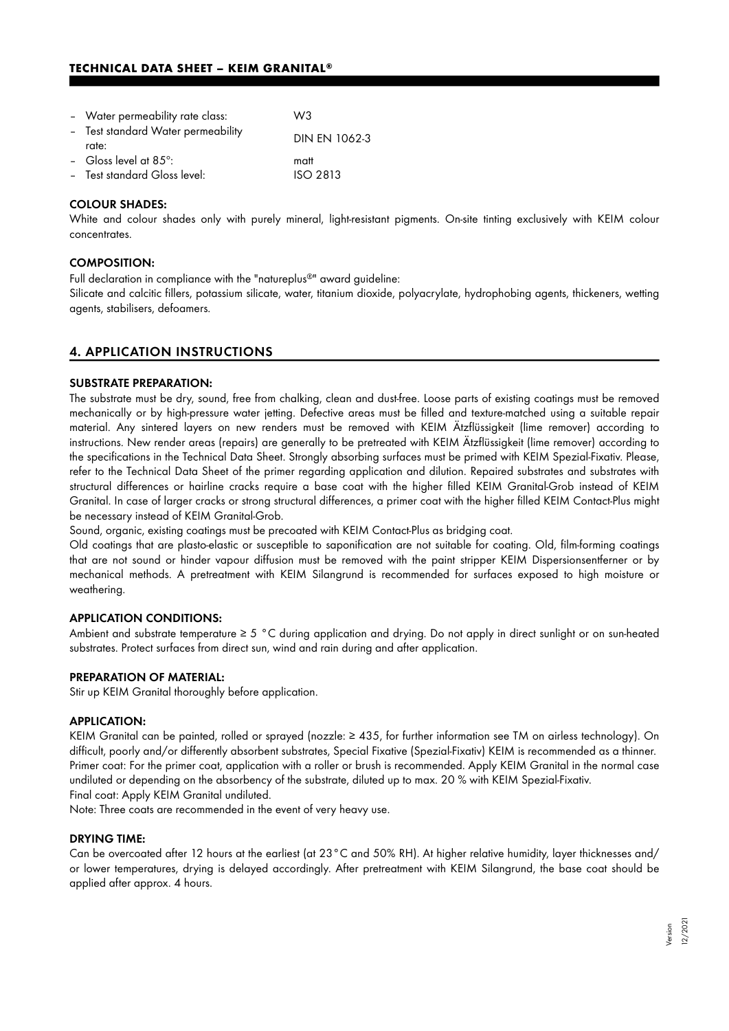- Water permeability rate class: W3
- Test standard Water permeability rate: DIN EN 1062-3
- Gloss level at 85°: matt
- Test standard Gloss level: ISO 2813

### COLOUR SHADES:

White and colour shades only with purely mineral, light-resistant pigments. On-site tinting exclusively with KEIM colour concentrates.

### COMPOSITION:

Full declaration in compliance with the "natureplus®" award guideline:
Silicate and calcitic fillers, potassium silicate, water, titanium dioxide, polyacrylate, hydrophobing agents, thickeners, wetting agents, stabilisers, defoamers.

## 4. APPLICATION INSTRUCTIONS

### SUBSTRATE PREPARATION:

The substrate must be dry, sound, free from chalking, clean and dust-free. Loose parts of existing coatings must be removed mechanically or by high-pressure water jetting. Defective areas must be filled and texture-matched using a suitable repair material. Any sintered layers on new renders must be removed with KEIM Ätzflüssigkeit (lime remover) according to instructions. New render areas (repairs) are generally to be pretreated with KEIM Ätzflüssigkeit (lime remover) according to the specifications in the Technical Data Sheet. Strongly absorbing surfaces must be primed with KEIM Spezial-Fixativ. Please, refer to the Technical Data Sheet of the primer regarding application and dilution. Repaired substrates and substrates with structural differences or hairline cracks require a base coat with the higher filled KEIM Granital-Grob instead of KEIM Granital. In case of larger cracks or strong structural differences, a primer coat with the higher filled KEIM Contact-Plus might be necessary instead of KEIM Granital-Grob.

Sound, organic, existing coatings must be precoated with KEIM Contact-Plus as bridging coat.

Old coatings that are plasto-elastic or susceptible to saponification are not suitable for coating. Old, film-forming coatings that are not sound or hinder vapour diffusion must be removed with the paint stripper KEIM Dispersionsentferner or by mechanical methods. A pretreatment with KEIM Silangrund is recommended for surfaces exposed to high moisture or weathering.

### APPLICATION CONDITIONS:

Ambient and substrate temperature ≥ 5 °C during application and drying. Do not apply in direct sunlight or on sun-heated substrates. Protect surfaces from direct sun, wind and rain during and after application.

### PREPARATION OF MATERIAL:

Stir up KEIM Granital thoroughly before application.

### APPLICATION:

KEIM Granital can be painted, rolled or sprayed (nozzle: ≥ 435, for further information see TM on airless technology). On difficult, poorly and/or differently absorbent substrates, Special Fixative (Spezial-Fixativ) KEIM is recommended as a thinner.
Primer coat: For the primer coat, application with a roller or brush is recommended. Apply KEIM Granital in the normal case undiluted or depending on the absorbency of the substrate, diluted up to max. 20 % with KEIM Spezial-Fixativ.
Final coat: Apply KEIM Granital undiluted.
Note: Three coats are recommended in the event of very heavy use.

### DRYING TIME:

Can be overcoated after 12 hours at the earliest (at 23 °C and 50% RH). At higher relative humidity, layer thicknesses and/or lower temperatures, drying is delayed accordingly. After pretreatment with KEIM Silangrund, the base coat should be applied after approx. 4 hours.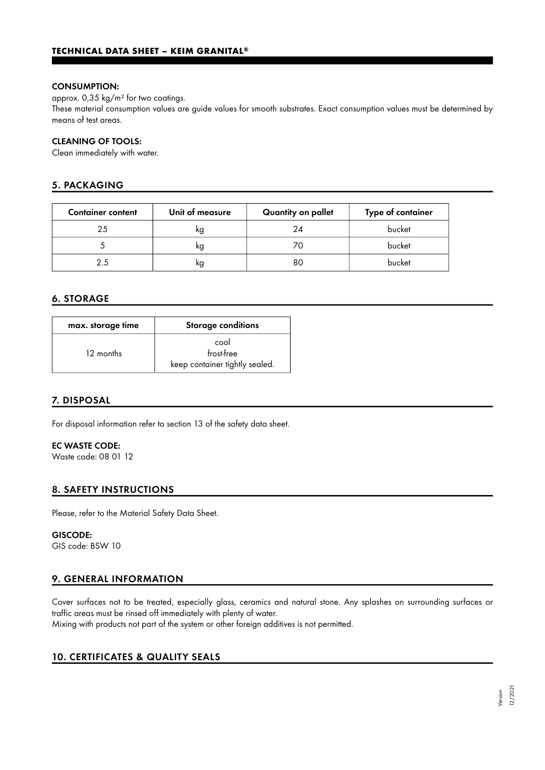**CONSUMPTION:**

approx. 0,35 kg/m² for two coatings.

These material consumption values are guide values for smooth substrates. Exact consumption values must be determined by means of test areas.

**CLEANING OF TOOLS:**

Clean immediately with water.

## 5. PACKAGING

| Container content | Unit of measure | Quantity on pallet | Type of container |
|---|---|---|---|
| 25 | kg | 24 | bucket |
| 5 | kg | 70 | bucket |
| 2.5 | kg | 80 | bucket |

## 6. STORAGE

| max. storage time | Storage conditions |
|---|---|
| 12 months | cool<br>frost-free<br>keep container tightly sealed. |

## 7. DISPOSAL

For disposal information refer to section 13 of the safety data sheet.

**EC WASTE CODE:**

Waste code: 08 01 12

## 8. SAFETY INSTRUCTIONS

Please, refer to the Material Safety Data Sheet.

**GISCODE:**

GIS code: BSW 10

## 9. GENERAL INFORMATION

Cover surfaces not to be treated, especially glass, ceramics and natural stone. Any splashes on surrounding surfaces or traffic areas must be rinsed off immediately with plenty of water.

Mixing with products not part of the system or other foreign additives is not permitted.

## 10. CERTIFICATES & QUALITY SEALS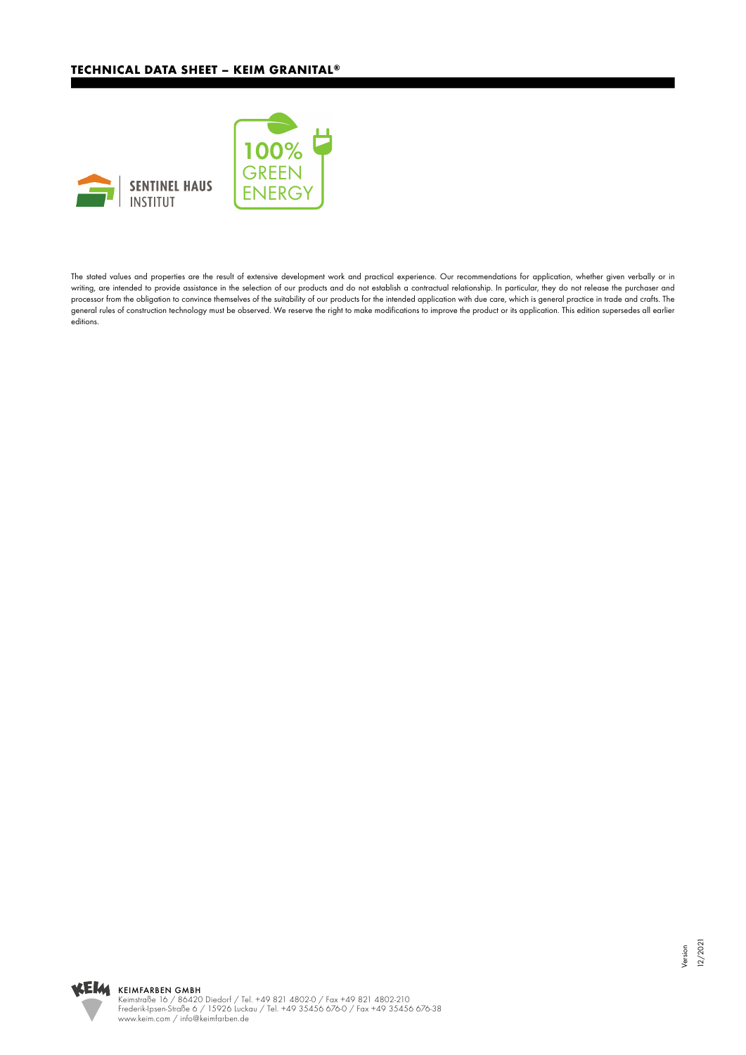SENTINEL HAUS INSTITUT

100% GREEN ENERGY

The stated values and properties are the result of extensive development work and practical experience. Our recommendations for application, whether given verbally or in writing, are intended to provide assistance in the selection of our products and do not establish a contractual relationship. In particular, they do not release the purchaser and processor from the obligation to convince themselves of the suitability of our products for the intended application with due care, which is general practice in trade and crafts. The general rules of construction technology must be observed. We reserve the right to make modifications to improve the product or its application. This edition supersedes all earlier editions.

**KEIMFARBEN GMBH**
Keimstraße 16 / 86420 Diedorf / Tel. +49 821 4802-0 / Fax +49 821 4802-210
Frederik-Ipsen-Straße 6 / 15926 Luckau / Tel. +49 35456 676-0 / Fax +49 35456 676-38
www.keim.com / info@keimfarben.de

Version 12/2021